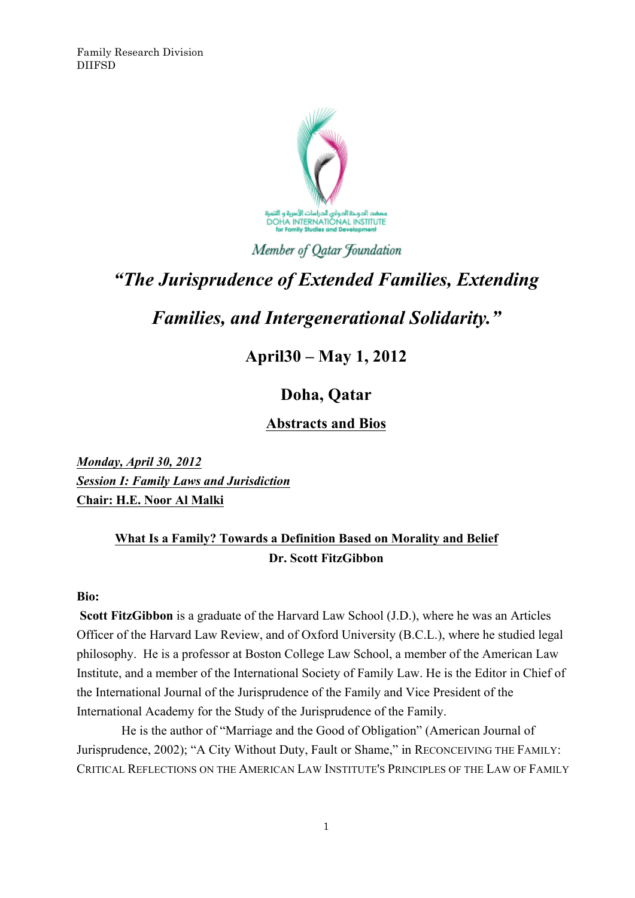Family Research Division
DIIFSD

معهد الدوحة الدولي للدراسات الأسرية و التنمية
DOHA INTERNATIONAL INSTITUTE
for Family Studies and Development

*Member of Qatar Foundation*

# *"The Jurisprudence of Extended Families, Extending Families, and Intergenerational Solidarity."*

## April30 – May 1, 2012

## Doha, Qatar

### Abstracts and Bios

***Monday, April 30, 2012***
***Session I: Family Laws and Jurisdiction***
**Chair: H.E. Noor Al Malki**

**What Is a Family? Towards a Definition Based on Morality and Belief**
**Dr. Scott FitzGibbon**

**Bio:**

**Scott FitzGibbon** is a graduate of the Harvard Law School (J.D.), where he was an Articles Officer of the Harvard Law Review, and of Oxford University (B.C.L.), where he studied legal philosophy. He is a professor at Boston College Law School, a member of the American Law Institute, and a member of the International Society of Family Law. He is the Editor in Chief of the International Journal of the Jurisprudence of the Family and Vice President of the International Academy for the Study of the Jurisprudence of the Family.

He is the author of "Marriage and the Good of Obligation" (American Journal of Jurisprudence, 2002); "A City Without Duty, Fault or Shame," in RECONCEIVING THE FAMILY: CRITICAL REFLECTIONS ON THE AMERICAN LAW INSTITUTE'S PRINCIPLES OF THE LAW OF FAMILY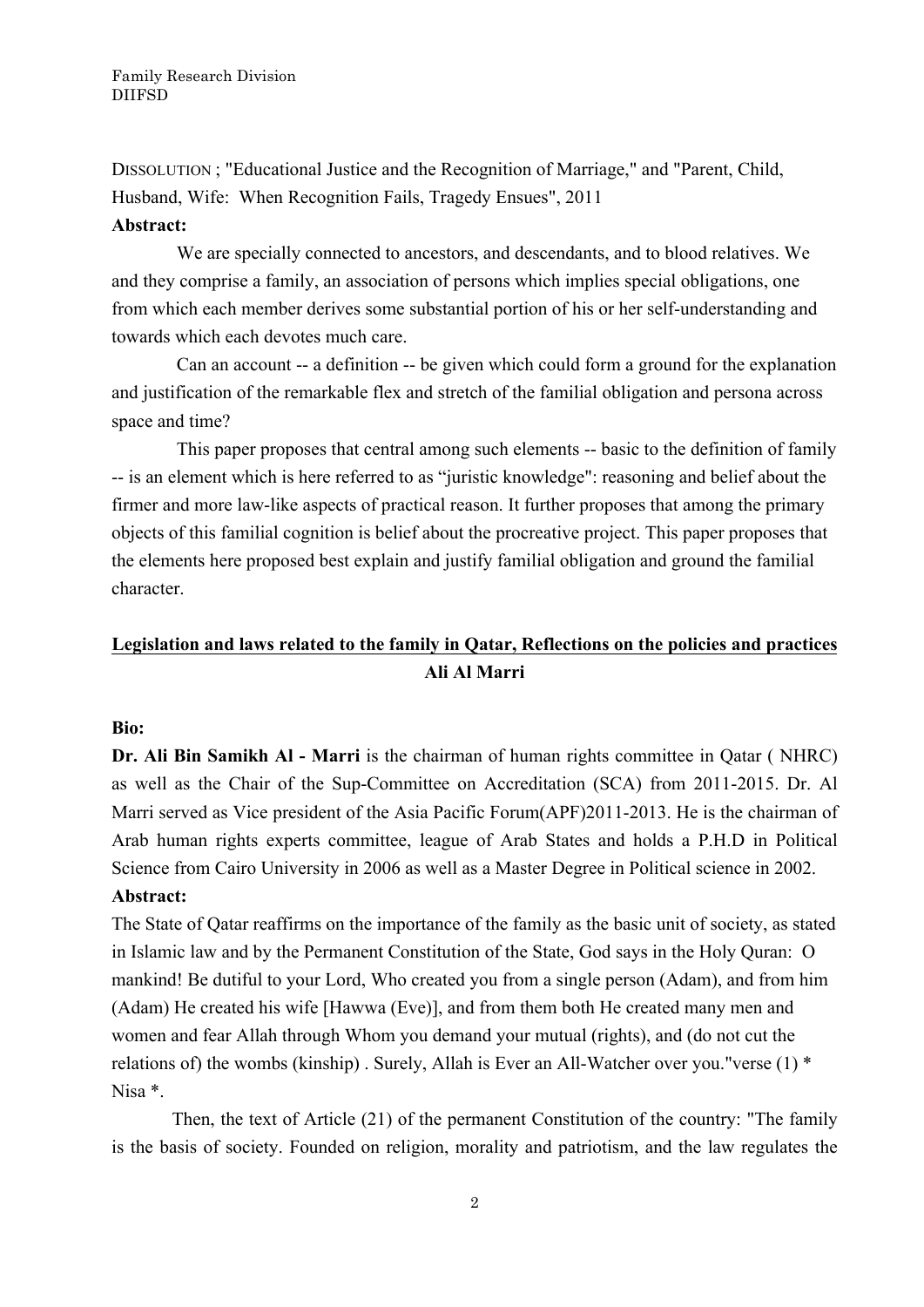DISSOLUTION ; "Educational Justice and the Recognition of Marriage," and "Parent, Child, Husband, Wife: When Recognition Fails, Tragedy Ensues", 2011

**Abstract:**

We are specially connected to ancestors, and descendants, and to blood relatives. We and they comprise a family, an association of persons which implies special obligations, one from which each member derives some substantial portion of his or her self-understanding and towards which each devotes much care.

Can an account -- a definition -- be given which could form a ground for the explanation and justification of the remarkable flex and stretch of the familial obligation and persona across space and time?

This paper proposes that central among such elements -- basic to the definition of family -- is an element which is here referred to as "juristic knowledge": reasoning and belief about the firmer and more law-like aspects of practical reason. It further proposes that among the primary objects of this familial cognition is belief about the procreative project. This paper proposes that the elements here proposed best explain and justify familial obligation and ground the familial character.

## Legislation and laws related to the family in Qatar, Reflections on the policies and practices

**Ali Al Marri**

**Bio:**

**Dr. Ali Bin Samikh Al - Marri** is the chairman of human rights committee in Qatar ( NHRC) as well as the Chair of the Sup-Committee on Accreditation (SCA) from 2011-2015. Dr. Al Marri served as Vice president of the Asia Pacific Forum(APF)2011-2013. He is the chairman of Arab human rights experts committee, league of Arab States and holds a P.H.D in Political Science from Cairo University in 2006 as well as a Master Degree in Political science in 2002.

**Abstract:**

The State of Qatar reaffirms on the importance of the family as the basic unit of society, as stated in Islamic law and by the Permanent Constitution of the State, God says in the Holy Quran: O mankind! Be dutiful to your Lord, Who created you from a single person (Adam), and from him (Adam) He created his wife [Hawwa (Eve)], and from them both He created many men and women and fear Allah through Whom you demand your mutual (rights), and (do not cut the relations of) the wombs (kinship) . Surely, Allah is Ever an All-Watcher over you."verse (1) * Nisa *.

Then, the text of Article (21) of the permanent Constitution of the country: "The family is the basis of society. Founded on religion, morality and patriotism, and the law regulates the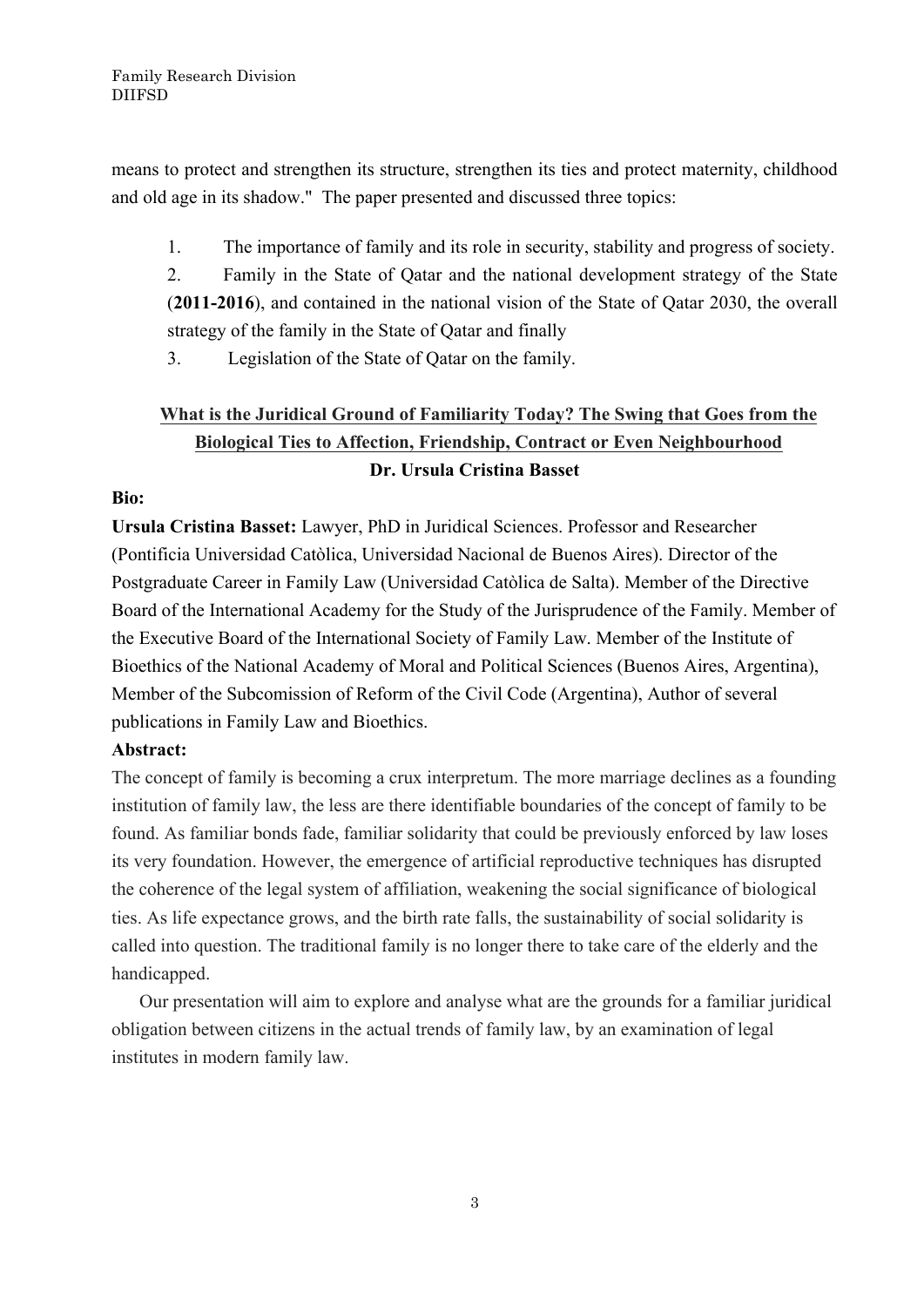means to protect and strengthen its structure, strengthen its ties and protect maternity, childhood and old age in its shadow." The paper presented and discussed three topics:

1. The importance of family and its role in security, stability and progress of society.
2. Family in the State of Qatar and the national development strategy of the State (**2011-2016**), and contained in the national vision of the State of Qatar 2030, the overall strategy of the family in the State of Qatar and finally
3. Legislation of the State of Qatar on the family.

## What is the Juridical Ground of Familiarity Today? The Swing that Goes from the Biological Ties to Affection, Friendship, Contract or Even Neighbourhood

**Dr. Ursula Cristina Basset**

**Bio:**

**Ursula Cristina Basset:** Lawyer, PhD in Juridical Sciences. Professor and Researcher (Pontificia Universidad Catòlica, Universidad Nacional de Buenos Aires). Director of the Postgraduate Career in Family Law (Universidad Catòlica de Salta). Member of the Directive Board of the International Academy for the Study of the Jurisprudence of the Family. Member of the Executive Board of the International Society of Family Law. Member of the Institute of Bioethics of the National Academy of Moral and Political Sciences (Buenos Aires, Argentina), Member of the Subcomission of Reform of the Civil Code (Argentina), Author of several publications in Family Law and Bioethics.

**Abstract:**

The concept of family is becoming a crux interpretum. The more marriage declines as a founding institution of family law, the less are there identifiable boundaries of the concept of family to be found. As familiar bonds fade, familiar solidarity that could be previously enforced by law loses its very foundation. However, the emergence of artificial reproductive techniques has disrupted the coherence of the legal system of affiliation, weakening the social significance of biological ties. As life expectance grows, and the birth rate falls, the sustainability of social solidarity is called into question. The traditional family is no longer there to take care of the elderly and the handicapped.

Our presentation will aim to explore and analyse what are the grounds for a familiar juridical obligation between citizens in the actual trends of family law, by an examination of legal institutes in modern family law.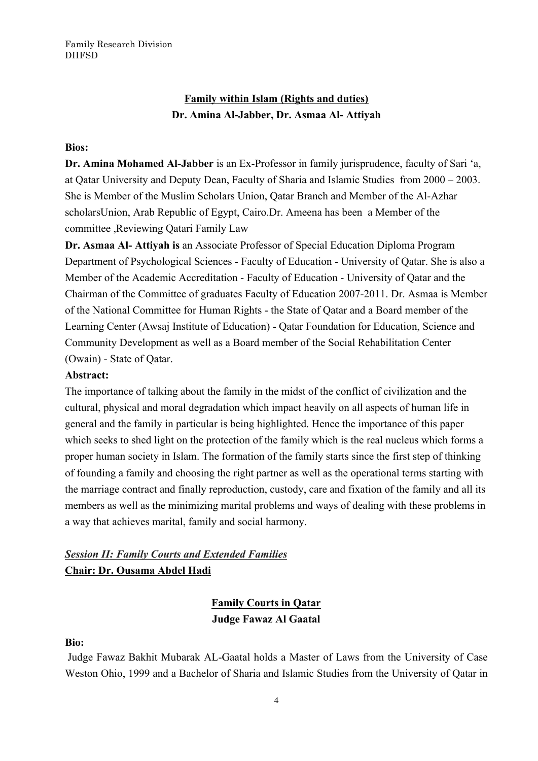**Family within Islam (Rights and duties)**
**Dr. Amina Al-Jabber, Dr. Asmaa Al- Attiyah**

**Bios:**

**Dr. Amina Mohamed Al-Jabber** is an Ex-Professor in family jurisprudence, faculty of Sari 'a, at Qatar University and Deputy Dean, Faculty of Sharia and Islamic Studies from 2000 – 2003. She is Member of the Muslim Scholars Union, Qatar Branch and Member of the Al-Azhar scholarsUnion, Arab Republic of Egypt, Cairo.Dr. Ameena has been a Member of the committee ,Reviewing Qatari Family Law

**Dr. Asmaa Al- Attiyah is** an Associate Professor of Special Education Diploma Program Department of Psychological Sciences - Faculty of Education - University of Qatar. She is also a Member of the Academic Accreditation - Faculty of Education - University of Qatar and the Chairman of the Committee of graduates Faculty of Education 2007-2011. Dr. Asmaa is Member of the National Committee for Human Rights - the State of Qatar and a Board member of the Learning Center (Awsaj Institute of Education) - Qatar Foundation for Education, Science and Community Development as well as a Board member of the Social Rehabilitation Center (Owain) - State of Qatar.

**Abstract:**

The importance of talking about the family in the midst of the conflict of civilization and the cultural, physical and moral degradation which impact heavily on all aspects of human life in general and the family in particular is being highlighted. Hence the importance of this paper which seeks to shed light on the protection of the family which is the real nucleus which forms a proper human society in Islam. The formation of the family starts since the first step of thinking of founding a family and choosing the right partner as well as the operational terms starting with the marriage contract and finally reproduction, custody, care and fixation of the family and all its members as well as the minimizing marital problems and ways of dealing with these problems in a way that achieves marital, family and social harmony.

## *Session II: Family Courts and Extended Families*

**Chair: Dr. Ousama Abdel Hadi**

**Family Courts in Qatar**
**Judge Fawaz Al Gaatal**

**Bio:**

Judge Fawaz Bakhit Mubarak AL-Gaatal holds a Master of Laws from the University of Case Weston Ohio, 1999 and a Bachelor of Sharia and Islamic Studies from the University of Qatar in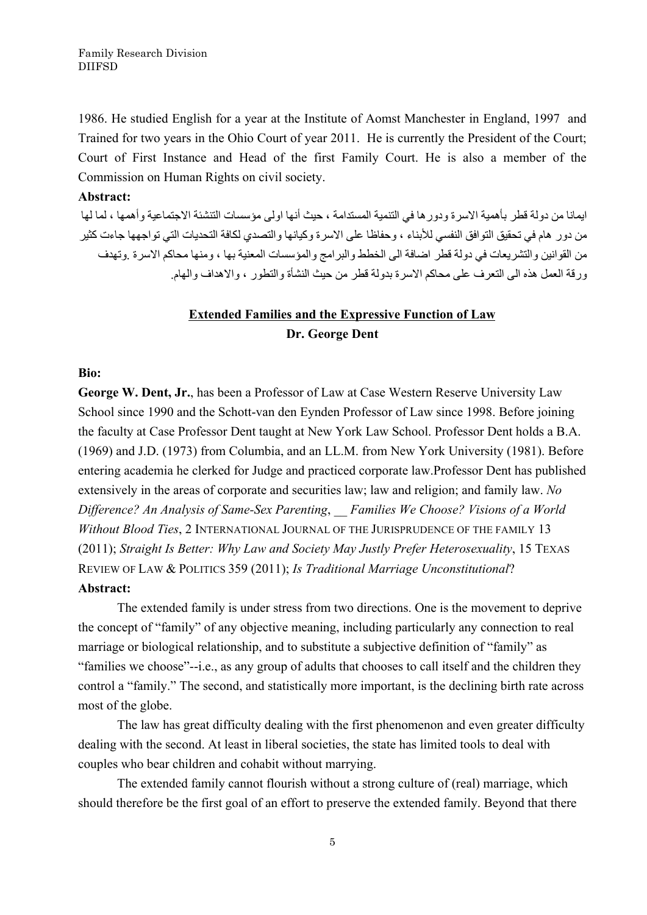1986. He studied English for a year at the Institute of Aomst Manchester in England, 1997 and Trained for two years in the Ohio Court of year 2011. He is currently the President of the Court; Court of First Instance and Head of the first Family Court. He is also a member of the Commission on Human Rights on civil society.

**Abstract:**

ايمانا من دولة قطر بأهمية الاسرة ودورها في التنمية المستدامة ، حيث أنها اولى مؤسسات التنشئة الاجتماعية وأهمها ، لما لها من دور هام في تحقيق التوافق النفسي للأبناء ، وحفاظا على الاسرة وكيانها والتصدي لكافة التحديات التي تواجهها جاءت كثير من القوانين والتشريعات في دولة قطر اضافة الى الخطط والبرامج والمؤسسات المعنية بها ، ومنها محاكم الاسرة .وتهدف ورقة العمل هذه الى التعرف على محاكم الاسرة بدولة قطر من حيث النشأة والتطور ، والاهداف والهام.

## Extended Families and the Expressive Function of Law

**Dr. George Dent**

**Bio:**

**George W. Dent, Jr.**, has been a Professor of Law at Case Western Reserve University Law School since 1990 and the Schott-van den Eynden Professor of Law since 1998. Before joining the faculty at Case Professor Dent taught at New York Law School. Professor Dent holds a B.A. (1969) and J.D. (1973) from Columbia, and an LL.M. from New York University (1981). Before entering academia he clerked for Judge and practiced corporate law.Professor Dent has published extensively in the areas of corporate and securities law; law and religion; and family law. *No Difference? An Analysis of Same-Sex Parenting*, __ *Families We Choose? Visions of a World Without Blood Ties*, 2 INTERNATIONAL JOURNAL OF THE JURISPRUDENCE OF THE FAMILY 13 (2011); *Straight Is Better: Why Law and Society May Justly Prefer Heterosexuality*, 15 TEXAS REVIEW OF LAW & POLITICS 359 (2011); *Is Traditional Marriage Unconstitutional*?

**Abstract:**

The extended family is under stress from two directions. One is the movement to deprive the concept of "family" of any objective meaning, including particularly any connection to real marriage or biological relationship, and to substitute a subjective definition of "family" as "families we choose"--i.e., as any group of adults that chooses to call itself and the children they control a "family." The second, and statistically more important, is the declining birth rate across most of the globe.

The law has great difficulty dealing with the first phenomenon and even greater difficulty dealing with the second. At least in liberal societies, the state has limited tools to deal with couples who bear children and cohabit without marrying.

The extended family cannot flourish without a strong culture of (real) marriage, which should therefore be the first goal of an effort to preserve the extended family. Beyond that there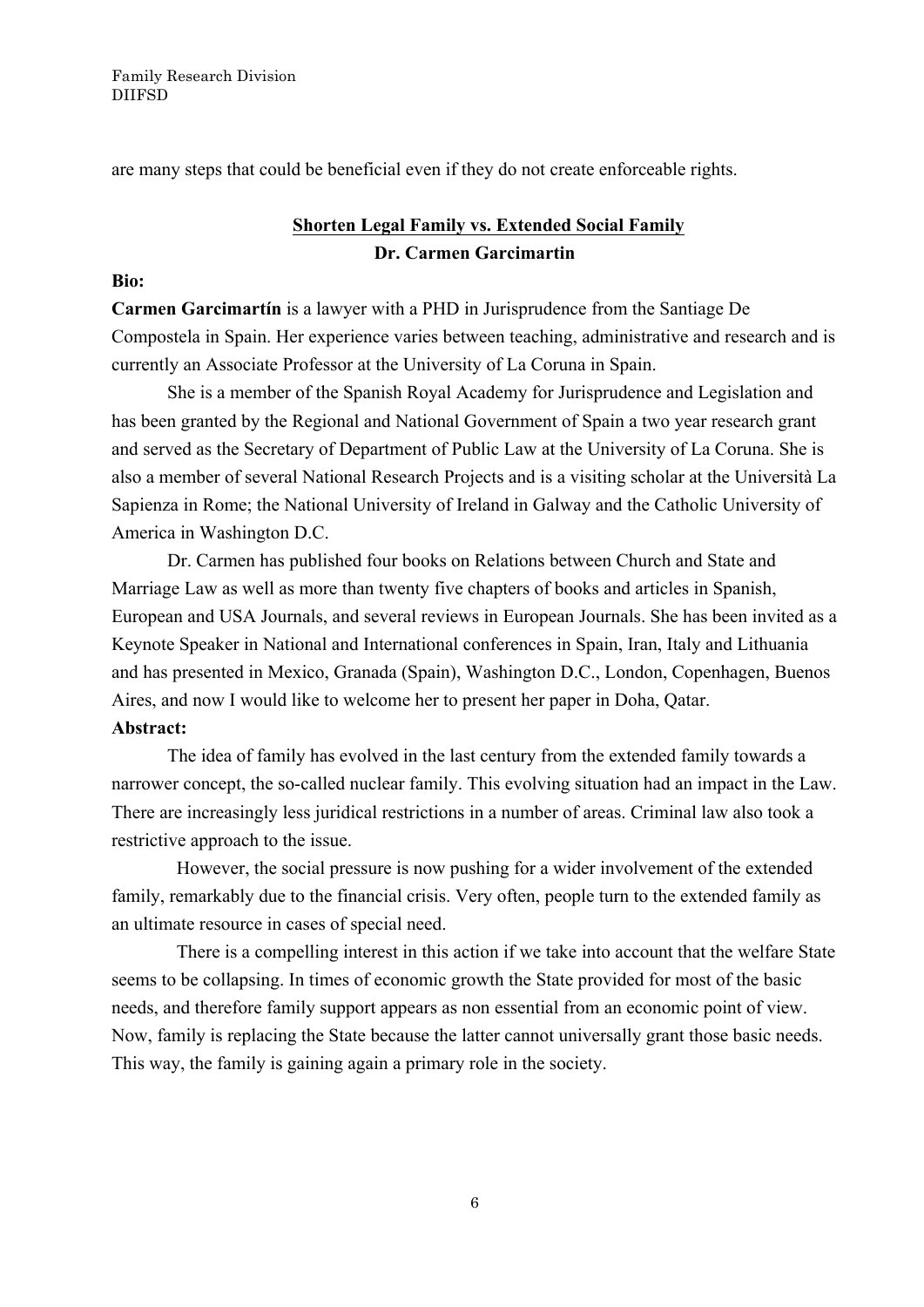are many steps that could be beneficial even if they do not create enforceable rights.

## Shorten Legal Family vs. Extended Social Family

### Dr. Carmen Garcimartin

**Bio:**

**Carmen Garcimartín** is a lawyer with a PHD in Jurisprudence from the Santiage De Compostela in Spain. Her experience varies between teaching, administrative and research and is currently an Associate Professor at the University of La Coruna in Spain.

She is a member of the Spanish Royal Academy for Jurisprudence and Legislation and has been granted by the Regional and National Government of Spain a two year research grant and served as the Secretary of Department of Public Law at the University of La Coruna. She is also a member of several National Research Projects and is a visiting scholar at the Università La Sapienza in Rome; the National University of Ireland in Galway and the Catholic University of America in Washington D.C.

Dr. Carmen has published four books on Relations between Church and State and Marriage Law as well as more than twenty five chapters of books and articles in Spanish, European and USA Journals, and several reviews in European Journals. She has been invited as a Keynote Speaker in National and International conferences in Spain, Iran, Italy and Lithuania and has presented in Mexico, Granada (Spain), Washington D.C., London, Copenhagen, Buenos Aires, and now I would like to welcome her to present her paper in Doha, Qatar.

**Abstract:**

The idea of family has evolved in the last century from the extended family towards a narrower concept, the so-called nuclear family. This evolving situation had an impact in the Law. There are increasingly less juridical restrictions in a number of areas. Criminal law also took a restrictive approach to the issue.

However, the social pressure is now pushing for a wider involvement of the extended family, remarkably due to the financial crisis. Very often, people turn to the extended family as an ultimate resource in cases of special need.

There is a compelling interest in this action if we take into account that the welfare State seems to be collapsing. In times of economic growth the State provided for most of the basic needs, and therefore family support appears as non essential from an economic point of view. Now, family is replacing the State because the latter cannot universally grant those basic needs. This way, the family is gaining again a primary role in the society.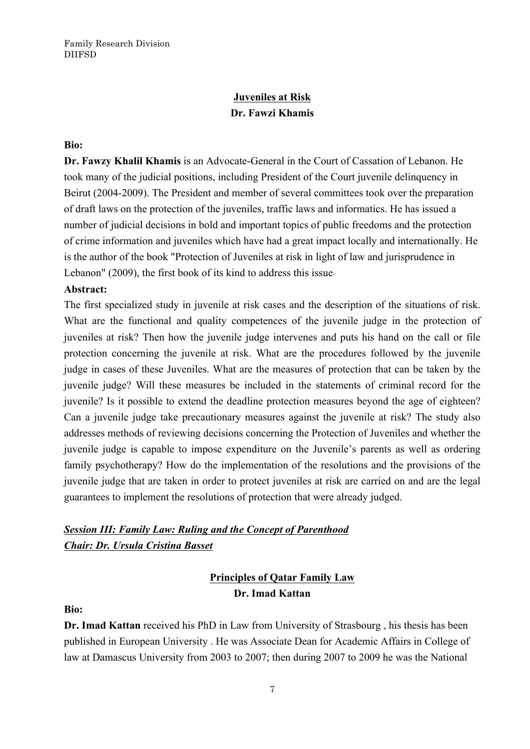**Juveniles at Risk**
**Dr. Fawzi Khamis**

**Bio:**

**Dr. Fawzy Khalil Khamis** is an Advocate-General in the Court of Cassation of Lebanon. He took many of the judicial positions, including President of the Court juvenile delinquency in Beirut (2004-2009). The President and member of several committees took over the preparation of draft laws on the protection of the juveniles, traffic laws and informatics. He has issued a number of judicial decisions in bold and important topics of public freedoms and the protection of crime information and juveniles which have had a great impact locally and internationally. He is the author of the book "Protection of Juveniles at risk in light of law and jurisprudence in Lebanon" (2009), the first book of its kind to address this issue.

**Abstract:**

The first specialized study in juvenile at risk cases and the description of the situations of risk. What are the functional and quality competences of the juvenile judge in the protection of juveniles at risk? Then how the juvenile judge intervenes and puts his hand on the call or file protection concerning the juvenile at risk. What are the procedures followed by the juvenile judge in cases of these Juveniles. What are the measures of protection that can be taken by the juvenile judge? Will these measures be included in the statements of criminal record for the juvenile? Is it possible to extend the deadline protection measures beyond the age of eighteen? Can a juvenile judge take precautionary measures against the juvenile at risk? The study also addresses methods of reviewing decisions concerning the Protection of Juveniles and whether the juvenile judge is capable to impose expenditure on the Juvenile's parents as well as ordering family psychotherapy? How do the implementation of the resolutions and the provisions of the juvenile judge that are taken in order to protect juveniles at risk are carried on and are the legal guarantees to implement the resolutions of protection that were already judged.

***Session III: Family Law: Ruling and the Concept of Parenthood***
***Chair: Dr. Ursula Cristina Basset***

**Principles of Qatar Family Law**
**Dr. Imad Kattan**

**Bio:**

**Dr. Imad Kattan** received his PhD in Law from University of Strasbourg , his thesis has been published in European University . He was Associate Dean for Academic Affairs in College of law at Damascus University from 2003 to 2007; then during 2007 to 2009 he was the National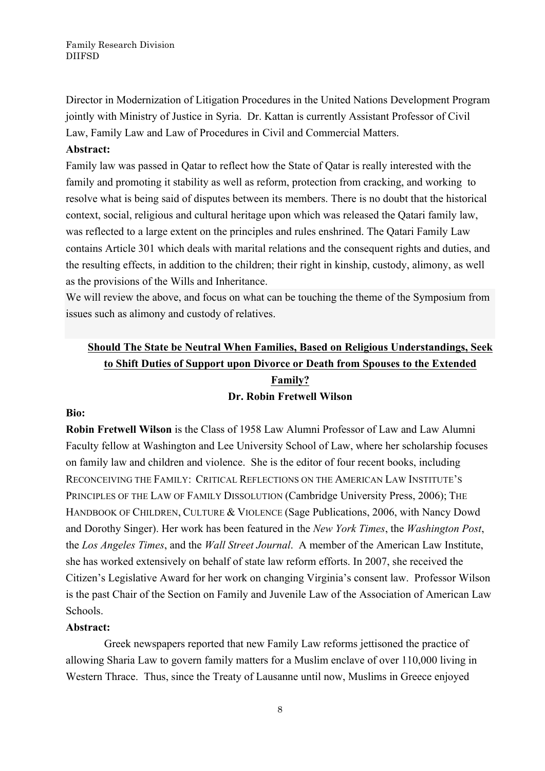Director in Modernization of Litigation Procedures in the United Nations Development Program jointly with Ministry of Justice in Syria. Dr. Kattan is currently Assistant Professor of Civil Law, Family Law and Law of Procedures in Civil and Commercial Matters.

**Abstract:**

Family law was passed in Qatar to reflect how the State of Qatar is really interested with the family and promoting it stability as well as reform, protection from cracking, and working to resolve what is being said of disputes between its members. There is no doubt that the historical context, social, religious and cultural heritage upon which was released the Qatari family law, was reflected to a large extent on the principles and rules enshrined. The Qatari Family Law contains Article 301 which deals with marital relations and the consequent rights and duties, and the resulting effects, in addition to the children; their right in kinship, custody, alimony, as well as the provisions of the Wills and Inheritance.

We will review the above, and focus on what can be touching the theme of the Symposium from issues such as alimony and custody of relatives.

## Should The State be Neutral When Families, Based on Religious Understandings, Seek to Shift Duties of Support upon Divorce or Death from Spouses to the Extended Family?

**Dr. Robin Fretwell Wilson**

**Bio:**

**Robin Fretwell Wilson** is the Class of 1958 Law Alumni Professor of Law and Law Alumni Faculty fellow at Washington and Lee University School of Law, where her scholarship focuses on family law and children and violence. She is the editor of four recent books, including RECONCEIVING THE FAMILY: CRITICAL REFLECTIONS ON THE AMERICAN LAW INSTITUTE'S PRINCIPLES OF THE LAW OF FAMILY DISSOLUTION (Cambridge University Press, 2006); THE HANDBOOK OF CHILDREN, CULTURE & VIOLENCE (Sage Publications, 2006, with Nancy Dowd and Dorothy Singer). Her work has been featured in the *New York Times*, the *Washington Post*, the *Los Angeles Times*, and the *Wall Street Journal*. A member of the American Law Institute, she has worked extensively on behalf of state law reform efforts. In 2007, she received the Citizen's Legislative Award for her work on changing Virginia's consent law. Professor Wilson is the past Chair of the Section on Family and Juvenile Law of the Association of American Law Schools.

**Abstract:**

Greek newspapers reported that new Family Law reforms jettisoned the practice of allowing Sharia Law to govern family matters for a Muslim enclave of over 110,000 living in Western Thrace. Thus, since the Treaty of Lausanne until now, Muslims in Greece enjoyed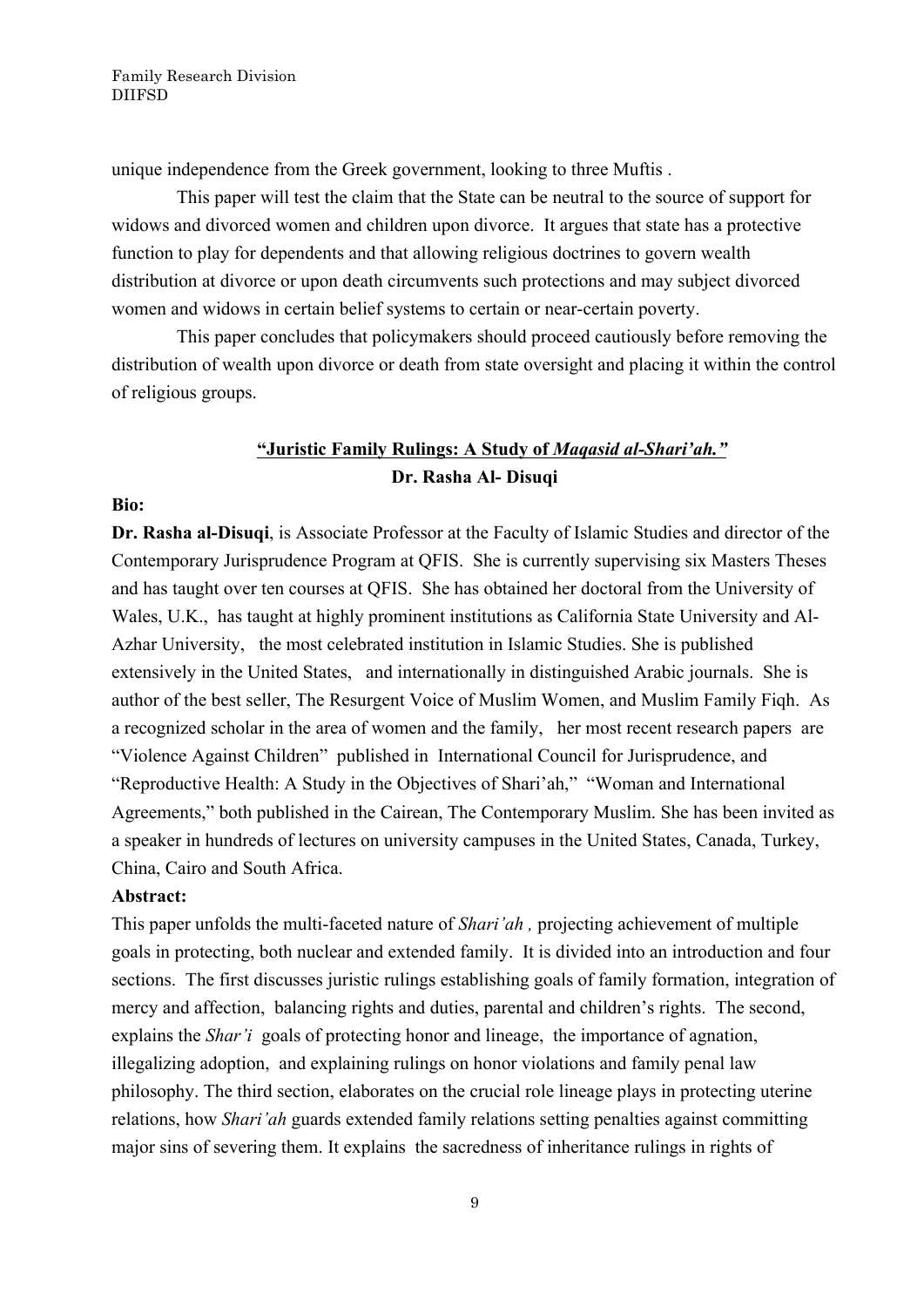unique independence from the Greek government, looking to three Muftis .

This paper will test the claim that the State can be neutral to the source of support for widows and divorced women and children upon divorce. It argues that state has a protective function to play for dependents and that allowing religious doctrines to govern wealth distribution at divorce or upon death circumvents such protections and may subject divorced women and widows in certain belief systems to certain or near-certain poverty.

This paper concludes that policymakers should proceed cautiously before removing the distribution of wealth upon divorce or death from state oversight and placing it within the control of religious groups.

### **"Juristic Family Rulings: A Study of *Maqasid al-Shari'ah.*"**
### **Dr. Rasha Al- Disuqi**

**Bio:**

**Dr. Rasha al-Disuqi**, is Associate Professor at the Faculty of Islamic Studies and director of the Contemporary Jurisprudence Program at QFIS. She is currently supervising six Masters Theses and has taught over ten courses at QFIS. She has obtained her doctoral from the University of Wales, U.K., has taught at highly prominent institutions as California State University and Al-Azhar University, the most celebrated institution in Islamic Studies. She is published extensively in the United States, and internationally in distinguished Arabic journals. She is author of the best seller, The Resurgent Voice of Muslim Women, and Muslim Family Fiqh. As a recognized scholar in the area of women and the family, her most recent research papers are "Violence Against Children" published in International Council for Jurisprudence, and "Reproductive Health: A Study in the Objectives of Shari'ah," "Woman and International Agreements," both published in the Cairean, The Contemporary Muslim. She has been invited as a speaker in hundreds of lectures on university campuses in the United States, Canada, Turkey, China, Cairo and South Africa.

**Abstract:**

This paper unfolds the multi-faceted nature of *Shari'ah ,* projecting achievement of multiple goals in protecting, both nuclear and extended family. It is divided into an introduction and four sections. The first discusses juristic rulings establishing goals of family formation, integration of mercy and affection, balancing rights and duties, parental and children's rights. The second, explains the *Shar'i* goals of protecting honor and lineage, the importance of agnation, illegalizing adoption, and explaining rulings on honor violations and family penal law philosophy. The third section, elaborates on the crucial role lineage plays in protecting uterine relations, how *Shari'ah* guards extended family relations setting penalties against committing major sins of severing them. It explains the sacredness of inheritance rulings in rights of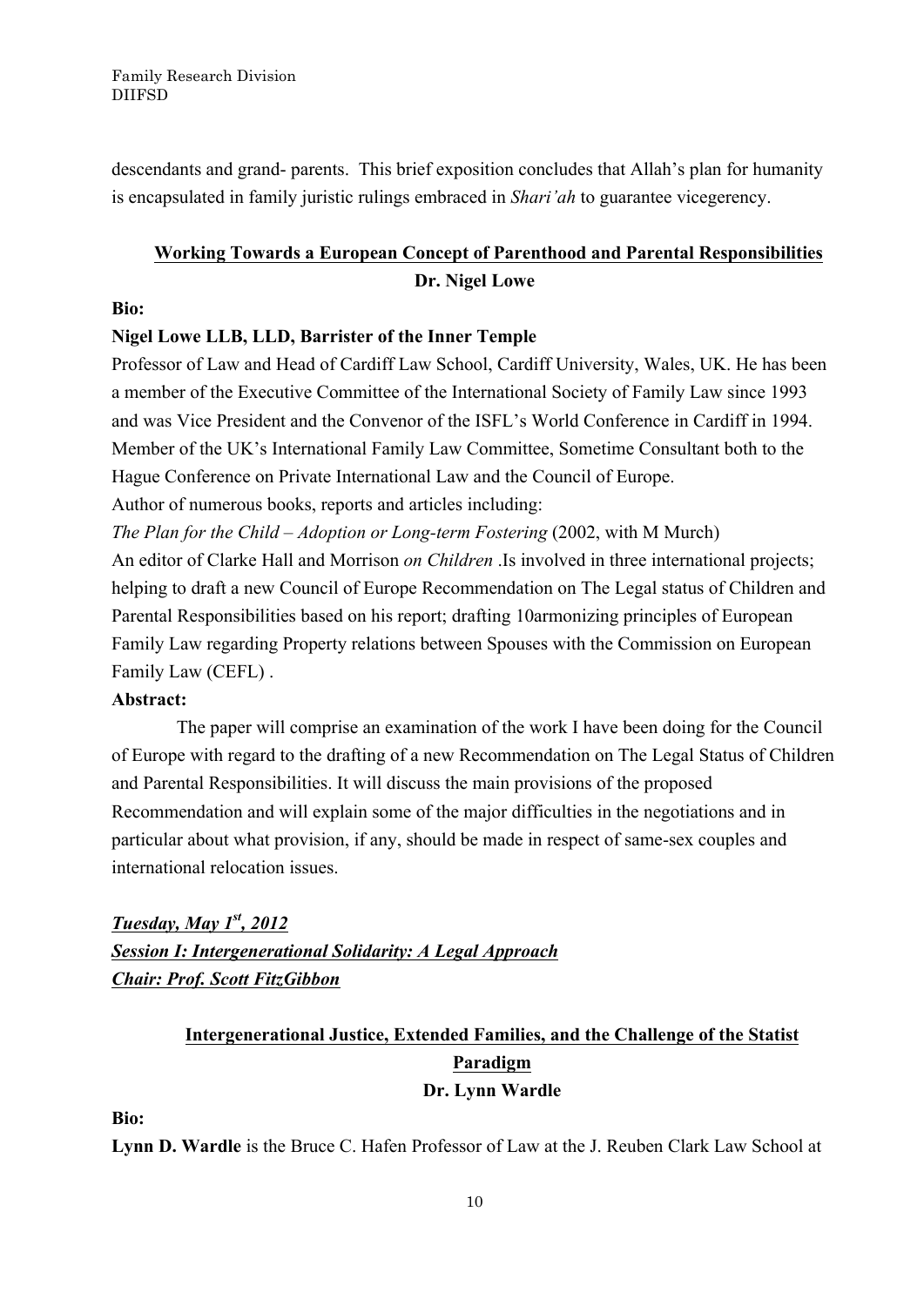descendants and grand- parents. This brief exposition concludes that Allah's plan for humanity is encapsulated in family juristic rulings embraced in *Shari'ah* to guarantee vicegerency.

## Working Towards a European Concept of Parenthood and Parental Responsibilities

**Dr. Nigel Lowe**

**Bio:**

**Nigel Lowe LLB, LLD, Barrister of the Inner Temple**

Professor of Law and Head of Cardiff Law School, Cardiff University, Wales, UK. He has been a member of the Executive Committee of the International Society of Family Law since 1993 and was Vice President and the Convenor of the ISFL's World Conference in Cardiff in 1994. Member of the UK's International Family Law Committee, Sometime Consultant both to the Hague Conference on Private International Law and the Council of Europe.

Author of numerous books, reports and articles including:

*The Plan for the Child – Adoption or Long-term Fostering* (2002, with M Murch)

An editor of Clarke Hall and Morrison *on Children* .Is involved in three international projects; helping to draft a new Council of Europe Recommendation on The Legal status of Children and Parental Responsibilities based on his report; drafting 10armonizing principles of European Family Law regarding Property relations between Spouses with the Commission on European Family Law (CEFL) .

**Abstract:**

The paper will comprise an examination of the work I have been doing for the Council of Europe with regard to the drafting of a new Recommendation on The Legal Status of Children and Parental Responsibilities. It will discuss the main provisions of the proposed Recommendation and will explain some of the major difficulties in the negotiations and in particular about what provision, if any, should be made in respect of same-sex couples and international relocation issues.

***Tuesday, May 1st, 2012***

***Session I: Intergenerational Solidarity: A Legal Approach***

***Chair: Prof. Scott FitzGibbon***

## Intergenerational Justice, Extended Families, and the Challenge of the Statist Paradigm

**Dr. Lynn Wardle**

**Bio:**

**Lynn D. Wardle** is the Bruce C. Hafen Professor of Law at the J. Reuben Clark Law School at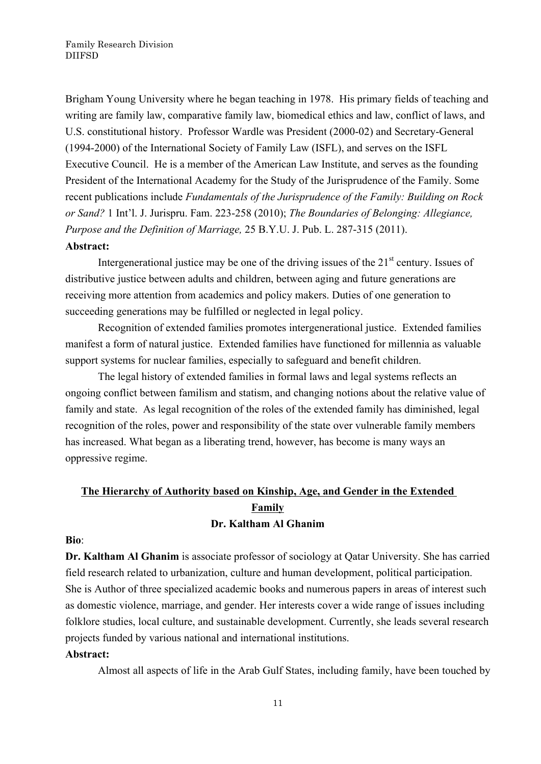Brigham Young University where he began teaching in 1978. His primary fields of teaching and writing are family law, comparative family law, biomedical ethics and law, conflict of laws, and U.S. constitutional history. Professor Wardle was President (2000-02) and Secretary-General (1994-2000) of the International Society of Family Law (ISFL), and serves on the ISFL Executive Council. He is a member of the American Law Institute, and serves as the founding President of the International Academy for the Study of the Jurisprudence of the Family. Some recent publications include *Fundamentals of the Jurisprudence of the Family: Building on Rock or Sand?* 1 Int'l. J. Jurispru. Fam. 223-258 (2010); *The Boundaries of Belonging: Allegiance, Purpose and the Definition of Marriage,* 25 B.Y.U. J. Pub. L. 287-315 (2011).

**Abstract:**

Intergenerational justice may be one of the driving issues of the 21st century. Issues of distributive justice between adults and children, between aging and future generations are receiving more attention from academics and policy makers. Duties of one generation to succeeding generations may be fulfilled or neglected in legal policy.

Recognition of extended families promotes intergenerational justice. Extended families manifest a form of natural justice. Extended families have functioned for millennia as valuable support systems for nuclear families, especially to safeguard and benefit children.

The legal history of extended families in formal laws and legal systems reflects an ongoing conflict between familism and statism, and changing notions about the relative value of family and state. As legal recognition of the roles of the extended family has diminished, legal recognition of the roles, power and responsibility of the state over vulnerable family members has increased. What began as a liberating trend, however, has become is many ways an oppressive regime.

## The Hierarchy of Authority based on Kinship, Age, and Gender in the Extended Family

**Dr. Kaltham Al Ghanim**

**Bio**:

**Dr. Kaltham Al Ghanim** is associate professor of sociology at Qatar University. She has carried field research related to urbanization, culture and human development, political participation. She is Author of three specialized academic books and numerous papers in areas of interest such as domestic violence, marriage, and gender. Her interests cover a wide range of issues including folklore studies, local culture, and sustainable development. Currently, she leads several research projects funded by various national and international institutions.

**Abstract:**

Almost all aspects of life in the Arab Gulf States, including family, have been touched by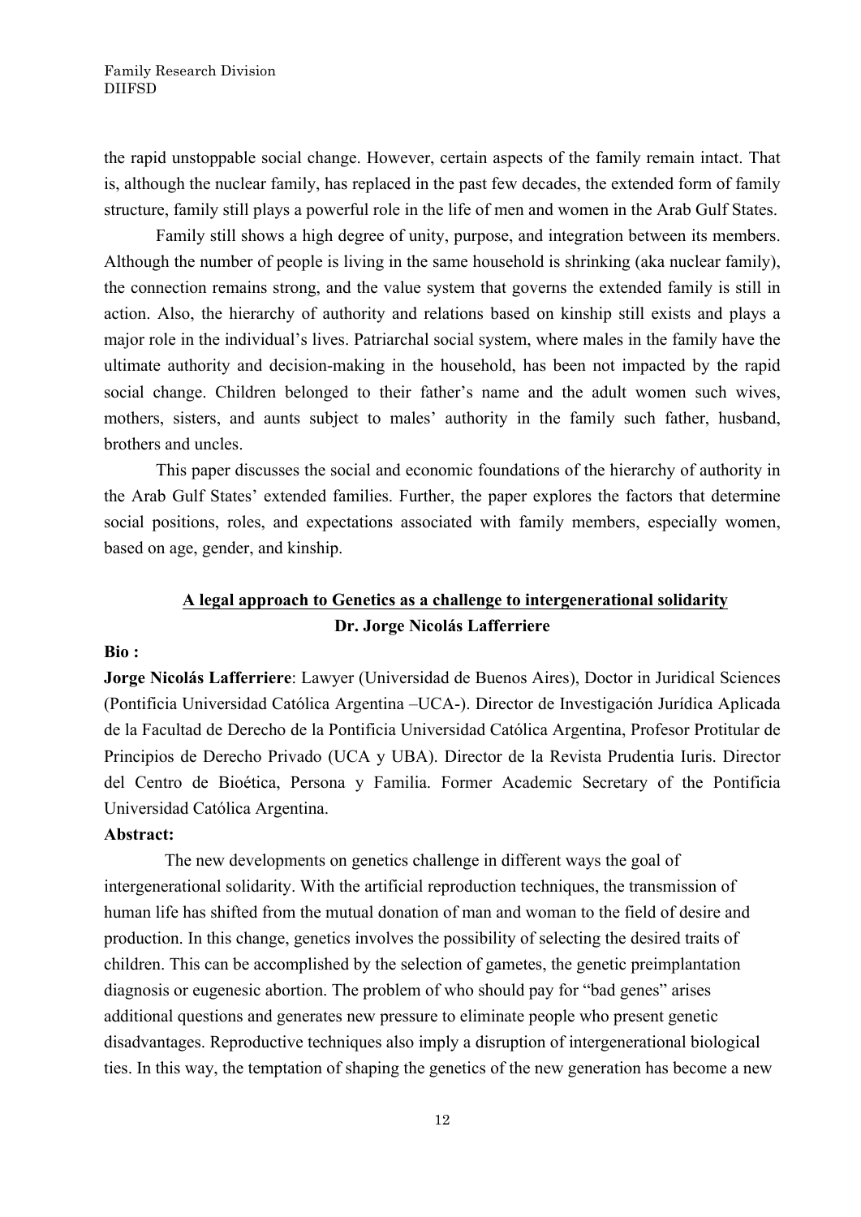the rapid unstoppable social change. However, certain aspects of the family remain intact. That is, although the nuclear family, has replaced in the past few decades, the extended form of family structure, family still plays a powerful role in the life of men and women in the Arab Gulf States.

Family still shows a high degree of unity, purpose, and integration between its members. Although the number of people is living in the same household is shrinking (aka nuclear family), the connection remains strong, and the value system that governs the extended family is still in action. Also, the hierarchy of authority and relations based on kinship still exists and plays a major role in the individual's lives. Patriarchal social system, where males in the family have the ultimate authority and decision-making in the household, has been not impacted by the rapid social change. Children belonged to their father's name and the adult women such wives, mothers, sisters, and aunts subject to males' authority in the family such father, husband, brothers and uncles.

This paper discusses the social and economic foundations of the hierarchy of authority in the Arab Gulf States' extended families. Further, the paper explores the factors that determine social positions, roles, and expectations associated with family members, especially women, based on age, gender, and kinship.

## A legal approach to Genetics as a challenge to intergenerational solidarity

**Dr. Jorge Nicolás Lafferriere**

**Bio :**

**Jorge Nicolás Lafferriere**: Lawyer (Universidad de Buenos Aires), Doctor in Juridical Sciences (Pontificia Universidad Católica Argentina –UCA-). Director de Investigación Jurídica Aplicada de la Facultad de Derecho de la Pontificia Universidad Católica Argentina, Profesor Protitular de Principios de Derecho Privado (UCA y UBA). Director de la Revista Prudentia Iuris. Director del Centro de Bioética, Persona y Familia. Former Academic Secretary of the Pontificia Universidad Católica Argentina.

**Abstract:**

The new developments on genetics challenge in different ways the goal of intergenerational solidarity. With the artificial reproduction techniques, the transmission of human life has shifted from the mutual donation of man and woman to the field of desire and production. In this change, genetics involves the possibility of selecting the desired traits of children. This can be accomplished by the selection of gametes, the genetic preimplantation diagnosis or eugenesic abortion. The problem of who should pay for "bad genes" arises additional questions and generates new pressure to eliminate people who present genetic disadvantages. Reproductive techniques also imply a disruption of intergenerational biological ties. In this way, the temptation of shaping the genetics of the new generation has become a new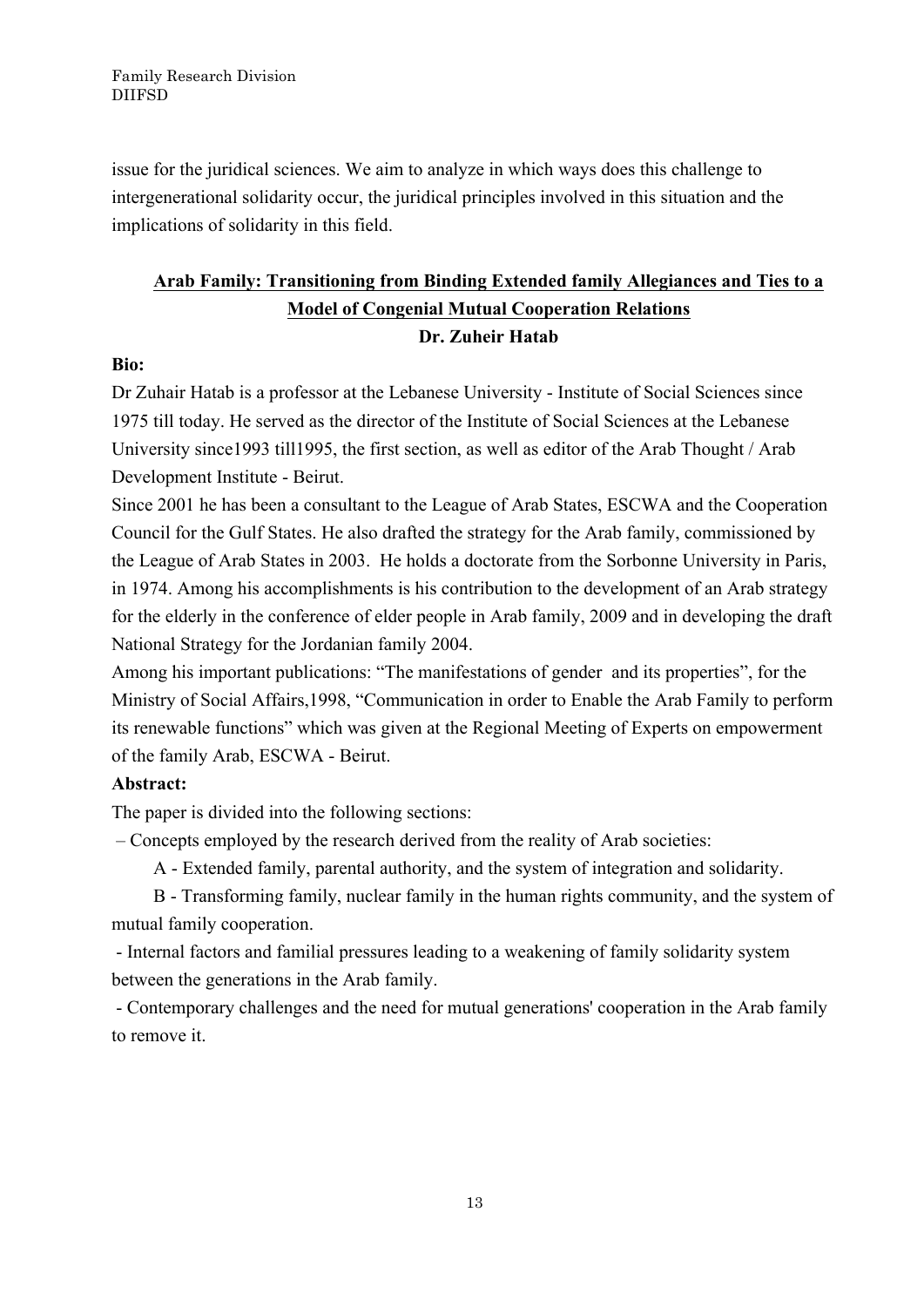issue for the juridical sciences. We aim to analyze in which ways does this challenge to intergenerational solidarity occur, the juridical principles involved in this situation and the implications of solidarity in this field.

## Arab Family: Transitioning from Binding Extended family Allegiances and Ties to a Model of Congenial Mutual Cooperation Relations

### Dr. Zuheir Hatab

**Bio:**

Dr Zuhair Hatab is a professor at the Lebanese University - Institute of Social Sciences since 1975 till today. He served as the director of the Institute of Social Sciences at the Lebanese University since1993 till1995, the first section, as well as editor of the Arab Thought / Arab Development Institute - Beirut.

Since 2001 he has been a consultant to the League of Arab States, ESCWA and the Cooperation Council for the Gulf States. He also drafted the strategy for the Arab family, commissioned by the League of Arab States in 2003. He holds a doctorate from the Sorbonne University in Paris, in 1974. Among his accomplishments is his contribution to the development of an Arab strategy for the elderly in the conference of elder people in Arab family, 2009 and in developing the draft National Strategy for the Jordanian family 2004.

Among his important publications: "The manifestations of gender and its properties", for the Ministry of Social Affairs,1998, "Communication in order to Enable the Arab Family to perform its renewable functions" which was given at the Regional Meeting of Experts on empowerment of the family Arab, ESCWA - Beirut.

**Abstract:**

The paper is divided into the following sections:

– Concepts employed by the research derived from the reality of Arab societies:

A - Extended family, parental authority, and the system of integration and solidarity.

B - Transforming family, nuclear family in the human rights community, and the system of mutual family cooperation.

- Internal factors and familial pressures leading to a weakening of family solidarity system between the generations in the Arab family.

- Contemporary challenges and the need for mutual generations' cooperation in the Arab family to remove it.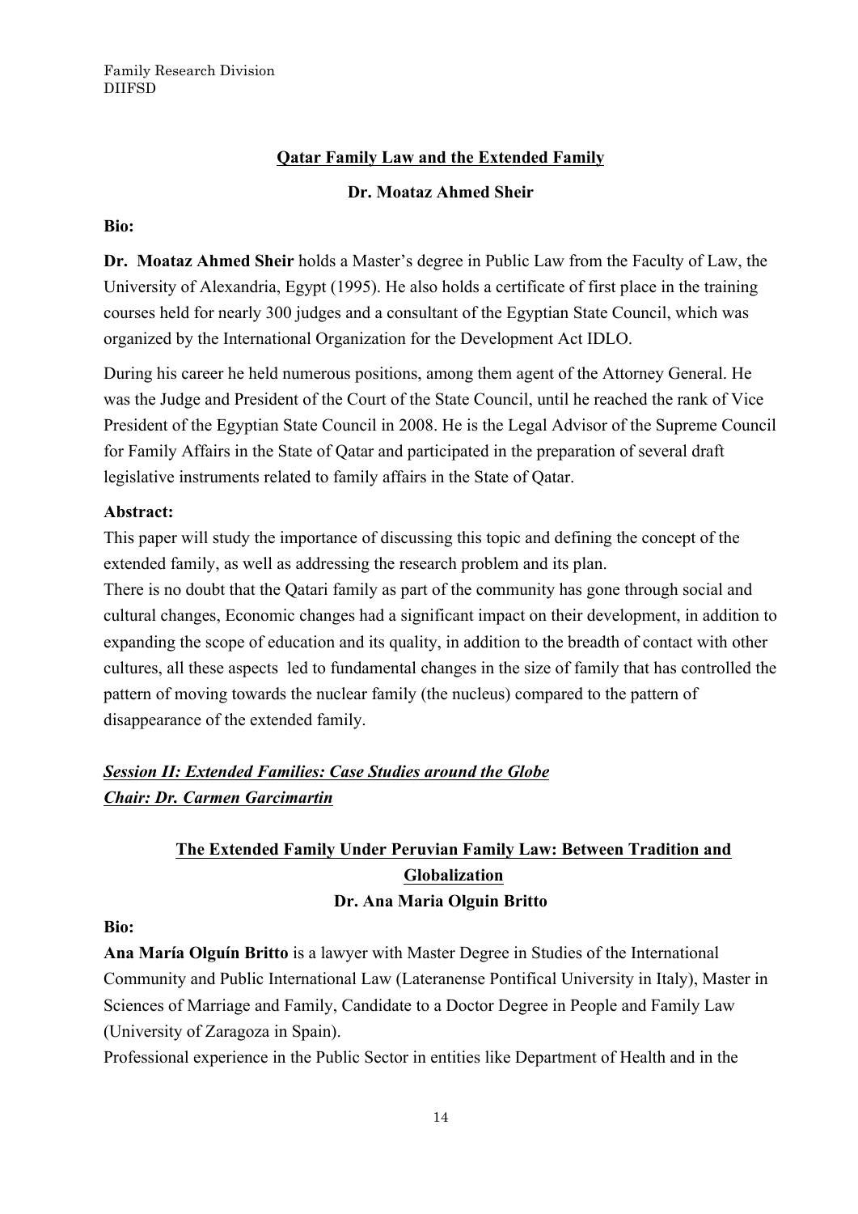## Qatar Family Law and the Extended Family

**Dr. Moataz Ahmed Sheir**

**Bio:**

**Dr. Moataz Ahmed Sheir** holds a Master's degree in Public Law from the Faculty of Law, the University of Alexandria, Egypt (1995). He also holds a certificate of first place in the training courses held for nearly 300 judges and a consultant of the Egyptian State Council, which was organized by the International Organization for the Development Act IDLO.

During his career he held numerous positions, among them agent of the Attorney General. He was the Judge and President of the Court of the State Council, until he reached the rank of Vice President of the Egyptian State Council in 2008. He is the Legal Advisor of the Supreme Council for Family Affairs in the State of Qatar and participated in the preparation of several draft legislative instruments related to family affairs in the State of Qatar.

**Abstract:**

This paper will study the importance of discussing this topic and defining the concept of the extended family, as well as addressing the research problem and its plan.

There is no doubt that the Qatari family as part of the community has gone through social and cultural changes, Economic changes had a significant impact on their development, in addition to expanding the scope of education and its quality, in addition to the breadth of contact with other cultures, all these aspects led to fundamental changes in the size of family that has controlled the pattern of moving towards the nuclear family (the nucleus) compared to the pattern of disappearance of the extended family.

***Session II: Extended Families: Case Studies around the Globe***
***Chair: Dr. Carmen Garcimartin***

## The Extended Family Under Peruvian Family Law: Between Tradition and Globalization

**Dr. Ana Maria Olguin Britto**

**Bio:**

**Ana María Olguín Britto** is a lawyer with Master Degree in Studies of the International Community and Public International Law (Lateranense Pontifical University in Italy), Master in Sciences of Marriage and Family, Candidate to a Doctor Degree in People and Family Law (University of Zaragoza in Spain).

Professional experience in the Public Sector in entities like Department of Health and in the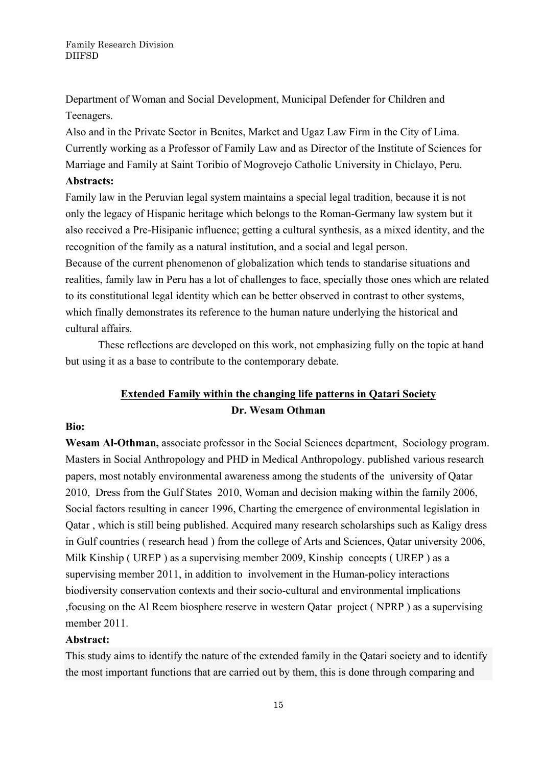Department of Woman and Social Development, Municipal Defender for Children and Teenagers.
Also and in the Private Sector in Benites, Market and Ugaz Law Firm in the City of Lima.
Currently working as a Professor of Family Law and as Director of the Institute of Sciences for Marriage and Family at Saint Toribio of Mogrovejo Catholic University in Chiclayo, Peru.

**Abstracts:**

Family law in the Peruvian legal system maintains a special legal tradition, because it is not only the legacy of Hispanic heritage which belongs to the Roman-Germany law system but it also received a Pre-Hisipanic influence; getting a cultural synthesis, as a mixed identity, and the recognition of the family as a natural institution, and a social and legal person.
Because of the current phenomenon of globalization which tends to standarise situations and realities, family law in Peru has a lot of challenges to face, specially those ones which are related to its constitutional legal identity which can be better observed in contrast to other systems, which finally demonstrates its reference to the human nature underlying the historical and cultural affairs.

These reflections are developed on this work, not emphasizing fully on the topic at hand but using it as a base to contribute to the contemporary debate.

## Extended Family within the changing life patterns in Qatari Society

**Dr. Wesam Othman**

**Bio:**

**Wesam Al-Othman,** associate professor in the Social Sciences department, Sociology program. Masters in Social Anthropology and PHD in Medical Anthropology. published various research papers, most notably environmental awareness among the students of the university of Qatar 2010, Dress from the Gulf States 2010, Woman and decision making within the family 2006, Social factors resulting in cancer 1996, Charting the emergence of environmental legislation in Qatar , which is still being published. Acquired many research scholarships such as Kaligy dress in Gulf countries ( research head ) from the college of Arts and Sciences, Qatar university 2006, Milk Kinship ( UREP ) as a supervising member 2009, Kinship concepts ( UREP ) as a supervising member 2011, in addition to involvement in the Human-policy interactions biodiversity conservation contexts and their socio-cultural and environmental implications ,focusing on the Al Reem biosphere reserve in western Qatar project ( NPRP ) as a supervising member 2011.

**Abstract:**

This study aims to identify the nature of the extended family in the Qatari society and to identify the most important functions that are carried out by them, this is done through comparing and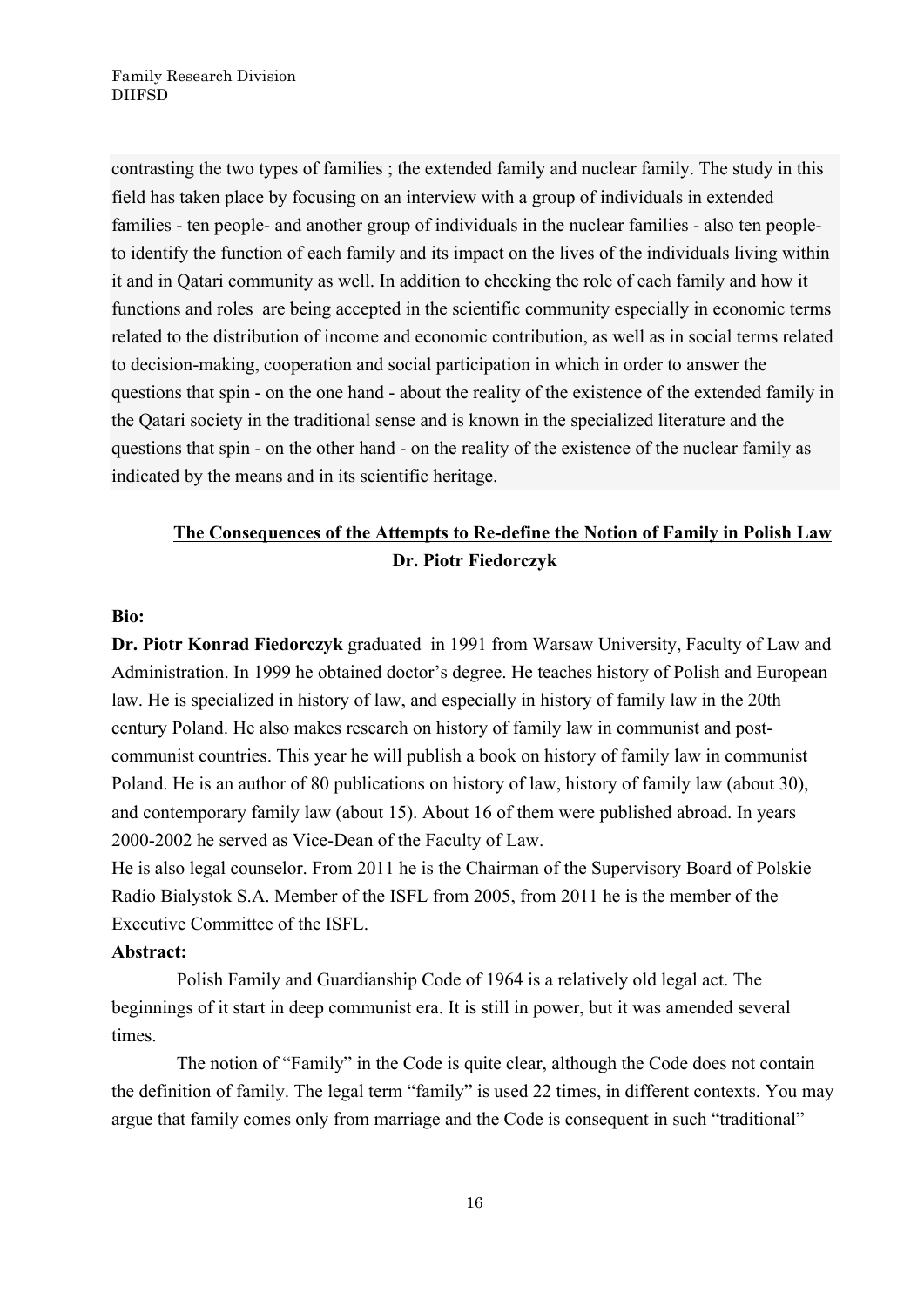contrasting the two types of families ; the extended family and nuclear family. The study in this field has taken place by focusing on an interview with a group of individuals in extended families - ten people- and another group of individuals in the nuclear families - also ten people- to identify the function of each family and its impact on the lives of the individuals living within it and in Qatari community as well. In addition to checking the role of each family and how it functions and roles are being accepted in the scientific community especially in economic terms related to the distribution of income and economic contribution, as well as in social terms related to decision-making, cooperation and social participation in which in order to answer the questions that spin - on the one hand - about the reality of the existence of the extended family in the Qatari society in the traditional sense and is known in the specialized literature and the questions that spin - on the other hand - on the reality of the existence of the nuclear family as indicated by the means and in its scientific heritage.

## The Consequences of the Attempts to Re-define the Notion of Family in Polish Law

**Dr. Piotr Fiedorczyk**

**Bio:**

**Dr. Piotr Konrad Fiedorczyk** graduated in 1991 from Warsaw University, Faculty of Law and Administration. In 1999 he obtained doctor's degree. He teaches history of Polish and European law. He is specialized in history of law, and especially in history of family law in the 20th century Poland. He also makes research on history of family law in communist and post-communist countries. This year he will publish a book on history of family law in communist Poland. He is an author of 80 publications on history of law, history of family law (about 30), and contemporary family law (about 15). About 16 of them were published abroad. In years 2000-2002 he served as Vice-Dean of the Faculty of Law.

He is also legal counselor. From 2011 he is the Chairman of the Supervisory Board of Polskie Radio Bialystok S.A. Member of the ISFL from 2005, from 2011 he is the member of the Executive Committee of the ISFL.

**Abstract:**

Polish Family and Guardianship Code of 1964 is a relatively old legal act. The beginnings of it start in deep communist era. It is still in power, but it was amended several times.

The notion of "Family" in the Code is quite clear, although the Code does not contain the definition of family. The legal term "family" is used 22 times, in different contexts. You may argue that family comes only from marriage and the Code is consequent in such "traditional"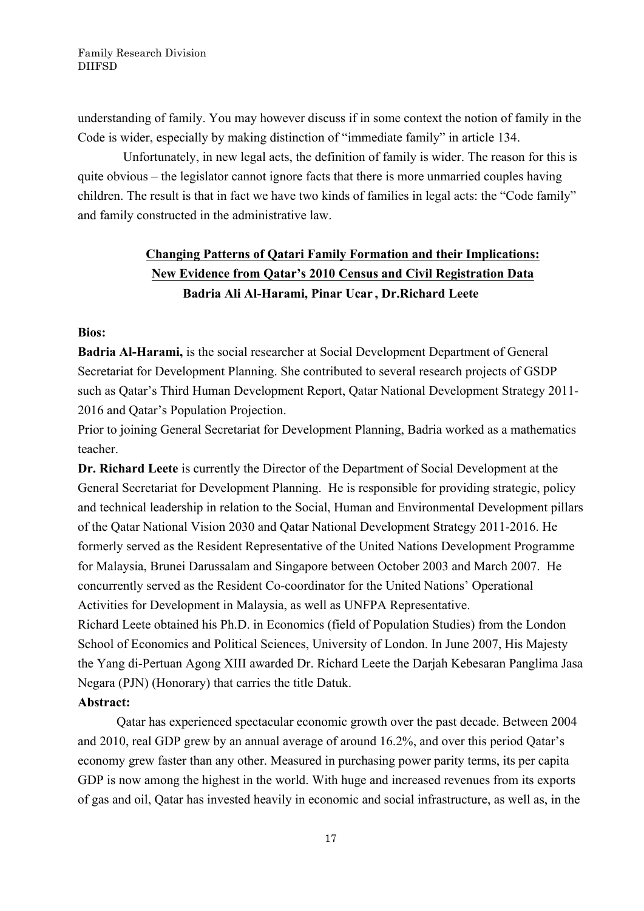understanding of family. You may however discuss if in some context the notion of family in the Code is wider, especially by making distinction of "immediate family" in article 134.

Unfortunately, in new legal acts, the definition of family is wider. The reason for this is quite obvious – the legislator cannot ignore facts that there is more unmarried couples having children. The result is that in fact we have two kinds of families in legal acts: the "Code family" and family constructed in the administrative law.

## Changing Patterns of Qatari Family Formation and their Implications: New Evidence from Qatar's 2010 Census and Civil Registration Data

**Badria Ali Al-Harami, Pinar Ucar , Dr.Richard Leete**

**Bios:**

**Badria Al-Harami,** is the social researcher at Social Development Department of General Secretariat for Development Planning. She contributed to several research projects of GSDP such as Qatar's Third Human Development Report, Qatar National Development Strategy 2011-2016 and Qatar's Population Projection.

Prior to joining General Secretariat for Development Planning, Badria worked as a mathematics teacher.

**Dr. Richard Leete** is currently the Director of the Department of Social Development at the General Secretariat for Development Planning. He is responsible for providing strategic, policy and technical leadership in relation to the Social, Human and Environmental Development pillars of the Qatar National Vision 2030 and Qatar National Development Strategy 2011-2016. He formerly served as the Resident Representative of the United Nations Development Programme for Malaysia, Brunei Darussalam and Singapore between October 2003 and March 2007. He concurrently served as the Resident Co-coordinator for the United Nations' Operational Activities for Development in Malaysia, as well as UNFPA Representative.

Richard Leete obtained his Ph.D. in Economics (field of Population Studies) from the London School of Economics and Political Sciences, University of London. In June 2007, His Majesty the Yang di-Pertuan Agong XIII awarded Dr. Richard Leete the Darjah Kebesaran Panglima Jasa Negara (PJN) (Honorary) that carries the title Datuk.

**Abstract:**

Qatar has experienced spectacular economic growth over the past decade. Between 2004 and 2010, real GDP grew by an annual average of around 16.2%, and over this period Qatar's economy grew faster than any other. Measured in purchasing power parity terms, its per capita GDP is now among the highest in the world. With huge and increased revenues from its exports of gas and oil, Qatar has invested heavily in economic and social infrastructure, as well as, in the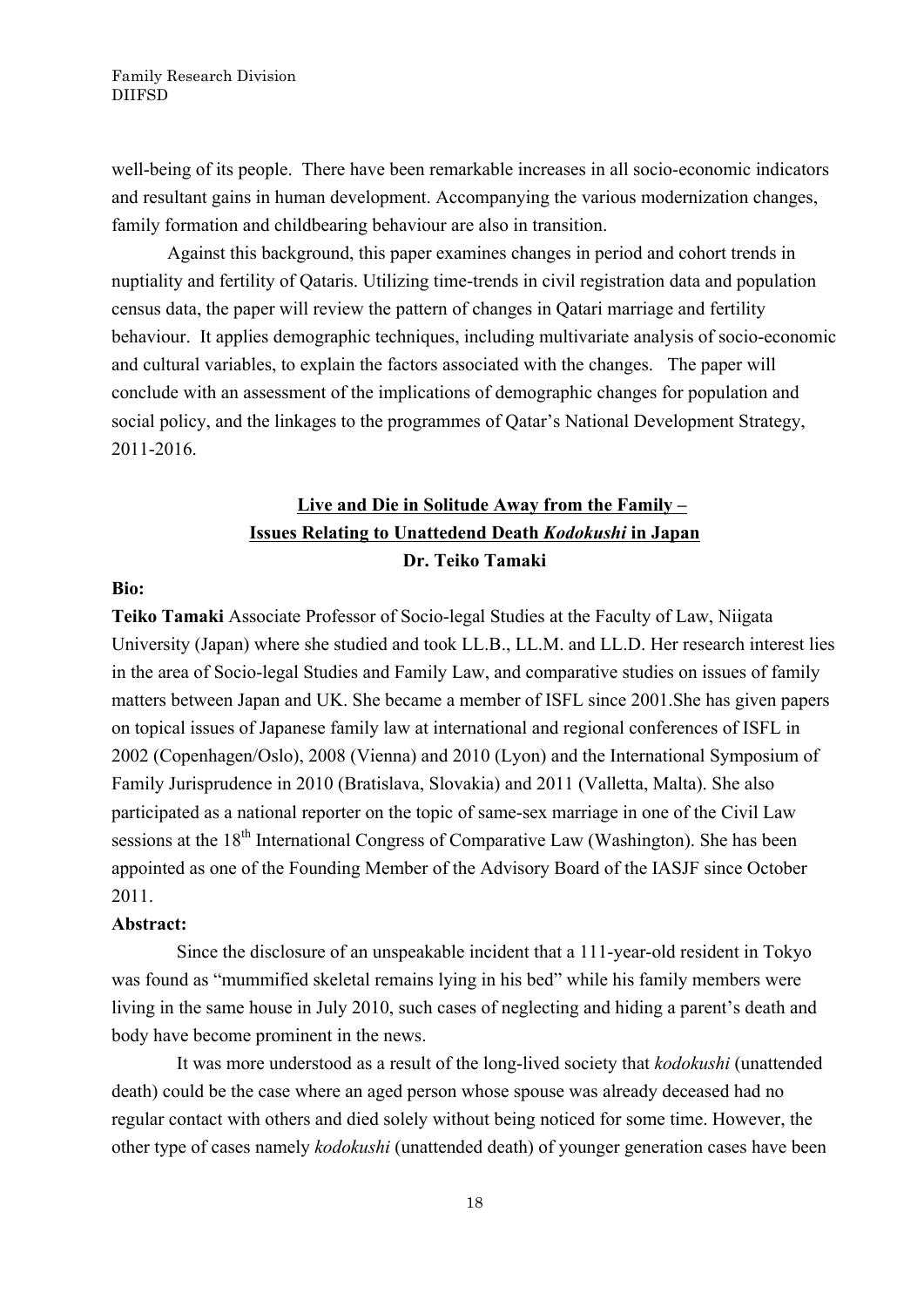well-being of its people. There have been remarkable increases in all socio-economic indicators and resultant gains in human development. Accompanying the various modernization changes, family formation and childbearing behaviour are also in transition.

Against this background, this paper examines changes in period and cohort trends in nuptiality and fertility of Qataris. Utilizing time-trends in civil registration data and population census data, the paper will review the pattern of changes in Qatari marriage and fertility behaviour. It applies demographic techniques, including multivariate analysis of socio-economic and cultural variables, to explain the factors associated with the changes. The paper will conclude with an assessment of the implications of demographic changes for population and social policy, and the linkages to the programmes of Qatar's National Development Strategy, 2011-2016.

## Live and Die in Solitude Away from the Family – Issues Relating to Unattedend Death *Kodokushi* in Japan

**Dr. Teiko Tamaki**

**Bio:**

**Teiko Tamaki** Associate Professor of Socio-legal Studies at the Faculty of Law, Niigata University (Japan) where she studied and took LL.B., LL.M. and LL.D. Her research interest lies in the area of Socio-legal Studies and Family Law, and comparative studies on issues of family matters between Japan and UK. She became a member of ISFL since 2001.She has given papers on topical issues of Japanese family law at international and regional conferences of ISFL in 2002 (Copenhagen/Oslo), 2008 (Vienna) and 2010 (Lyon) and the International Symposium of Family Jurisprudence in 2010 (Bratislava, Slovakia) and 2011 (Valletta, Malta). She also participated as a national reporter on the topic of same-sex marriage in one of the Civil Law sessions at the 18th International Congress of Comparative Law (Washington). She has been appointed as one of the Founding Member of the Advisory Board of the IASJF since October 2011.

**Abstract:**

Since the disclosure of an unspeakable incident that a 111-year-old resident in Tokyo was found as "mummified skeletal remains lying in his bed" while his family members were living in the same house in July 2010, such cases of neglecting and hiding a parent's death and body have become prominent in the news.

It was more understood as a result of the long-lived society that *kodokushi* (unattended death) could be the case where an aged person whose spouse was already deceased had no regular contact with others and died solely without being noticed for some time. However, the other type of cases namely *kodokushi* (unattended death) of younger generation cases have been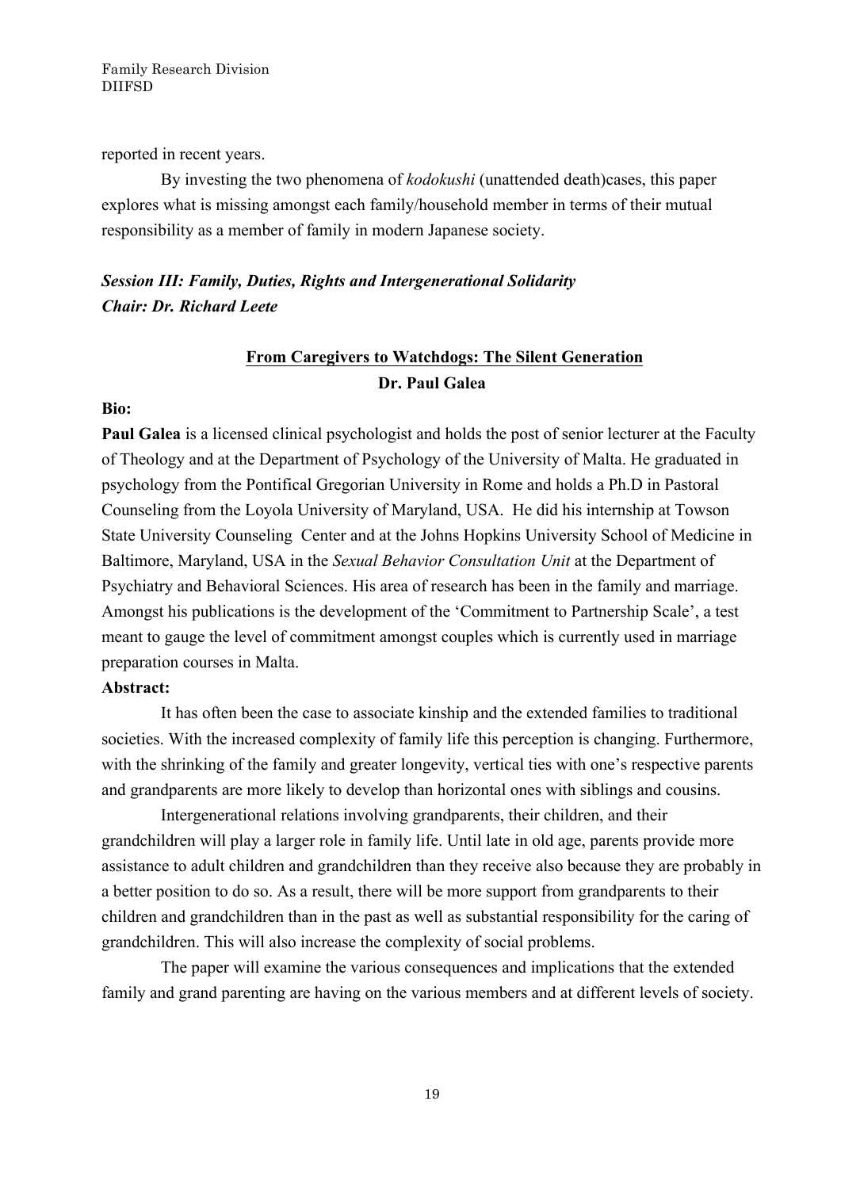reported in recent years.

By investing the two phenomena of *kodokushi* (unattended death)cases, this paper explores what is missing amongst each family/household member in terms of their mutual responsibility as a member of family in modern Japanese society.

***Session III: Family, Duties, Rights and Intergenerational Solidarity***
***Chair: Dr. Richard Leete***

## From Caregivers to Watchdogs: The Silent Generation

**Dr. Paul Galea**

**Bio:**

**Paul Galea** is a licensed clinical psychologist and holds the post of senior lecturer at the Faculty of Theology and at the Department of Psychology of the University of Malta. He graduated in psychology from the Pontifical Gregorian University in Rome and holds a Ph.D in Pastoral Counseling from the Loyola University of Maryland, USA. He did his internship at Towson State University Counseling Center and at the Johns Hopkins University School of Medicine in Baltimore, Maryland, USA in the *Sexual Behavior Consultation Unit* at the Department of Psychiatry and Behavioral Sciences. His area of research has been in the family and marriage. Amongst his publications is the development of the 'Commitment to Partnership Scale', a test meant to gauge the level of commitment amongst couples which is currently used in marriage preparation courses in Malta.

**Abstract:**

It has often been the case to associate kinship and the extended families to traditional societies. With the increased complexity of family life this perception is changing. Furthermore, with the shrinking of the family and greater longevity, vertical ties with one's respective parents and grandparents are more likely to develop than horizontal ones with siblings and cousins.

Intergenerational relations involving grandparents, their children, and their grandchildren will play a larger role in family life. Until late in old age, parents provide more assistance to adult children and grandchildren than they receive also because they are probably in a better position to do so. As a result, there will be more support from grandparents to their children and grandchildren than in the past as well as substantial responsibility for the caring of grandchildren. This will also increase the complexity of social problems.

The paper will examine the various consequences and implications that the extended family and grand parenting are having on the various members and at different levels of society.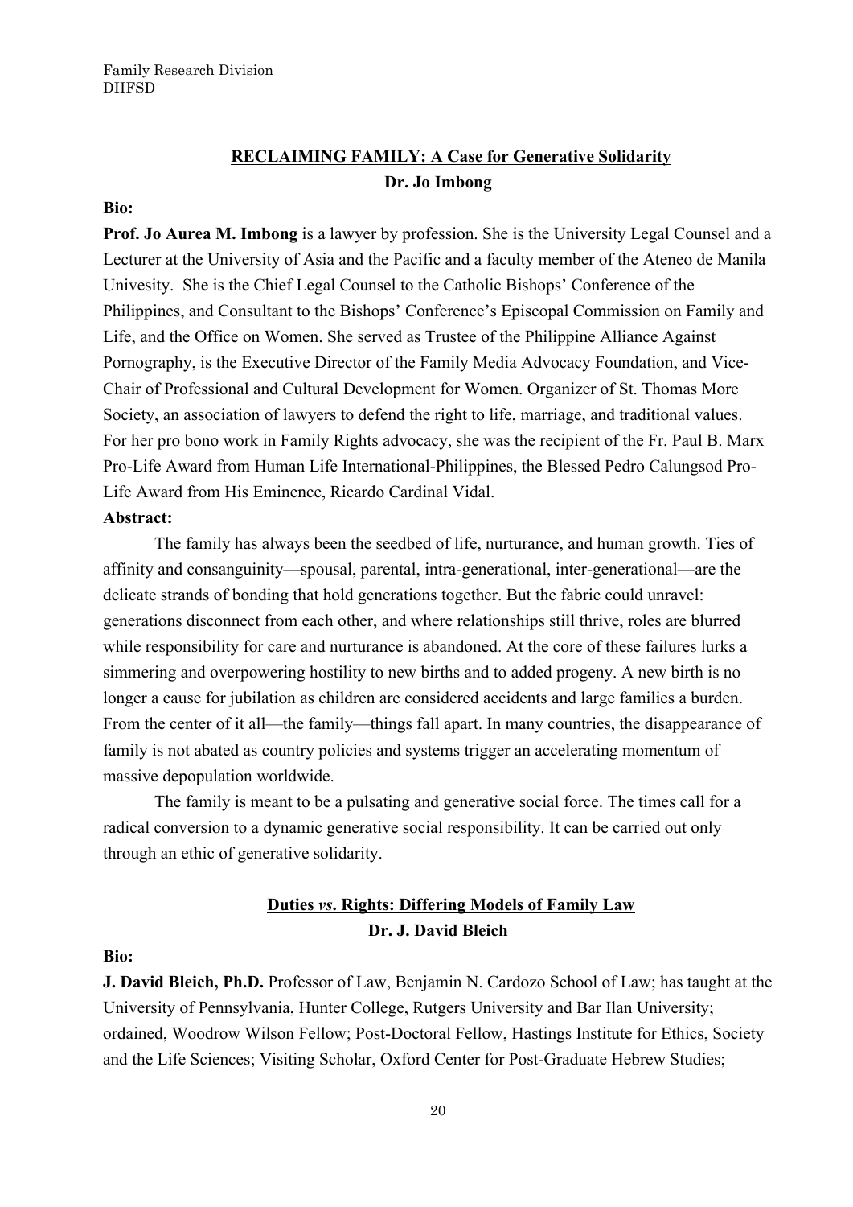Family Research Division
DIIFSD

## RECLAIMING FAMILY: A Case for Generative Solidarity

**Dr. Jo Imbong**

**Bio:**

**Prof. Jo Aurea M. Imbong** is a lawyer by profession. She is the University Legal Counsel and a Lecturer at the University of Asia and the Pacific and a faculty member of the Ateneo de Manila Univesity. She is the Chief Legal Counsel to the Catholic Bishops' Conference of the Philippines, and Consultant to the Bishops' Conference's Episcopal Commission on Family and Life, and the Office on Women. She served as Trustee of the Philippine Alliance Against Pornography, is the Executive Director of the Family Media Advocacy Foundation, and Vice-Chair of Professional and Cultural Development for Women. Organizer of St. Thomas More Society, an association of lawyers to defend the right to life, marriage, and traditional values. For her pro bono work in Family Rights advocacy, she was the recipient of the Fr. Paul B. Marx Pro-Life Award from Human Life International-Philippines, the Blessed Pedro Calungsod Pro-Life Award from His Eminence, Ricardo Cardinal Vidal.

**Abstract:**

The family has always been the seedbed of life, nurturance, and human growth. Ties of affinity and consanguinity—spousal, parental, intra-generational, inter-generational—are the delicate strands of bonding that hold generations together. But the fabric could unravel: generations disconnect from each other, and where relationships still thrive, roles are blurred while responsibility for care and nurturance is abandoned. At the core of these failures lurks a simmering and overpowering hostility to new births and to added progeny. A new birth is no longer a cause for jubilation as children are considered accidents and large families a burden. From the center of it all—the family—things fall apart. In many countries, the disappearance of family is not abated as country policies and systems trigger an accelerating momentum of massive depopulation worldwide.

The family is meant to be a pulsating and generative social force. The times call for a radical conversion to a dynamic generative social responsibility. It can be carried out only through an ethic of generative solidarity.

## Duties *vs*. Rights: Differing Models of Family Law

**Dr. J. David Bleich**

**Bio:**

**J. David Bleich, Ph.D.** Professor of Law, Benjamin N. Cardozo School of Law; has taught at the University of Pennsylvania, Hunter College, Rutgers University and Bar Ilan University; ordained, Woodrow Wilson Fellow; Post-Doctoral Fellow, Hastings Institute for Ethics, Society and the Life Sciences; Visiting Scholar, Oxford Center for Post-Graduate Hebrew Studies;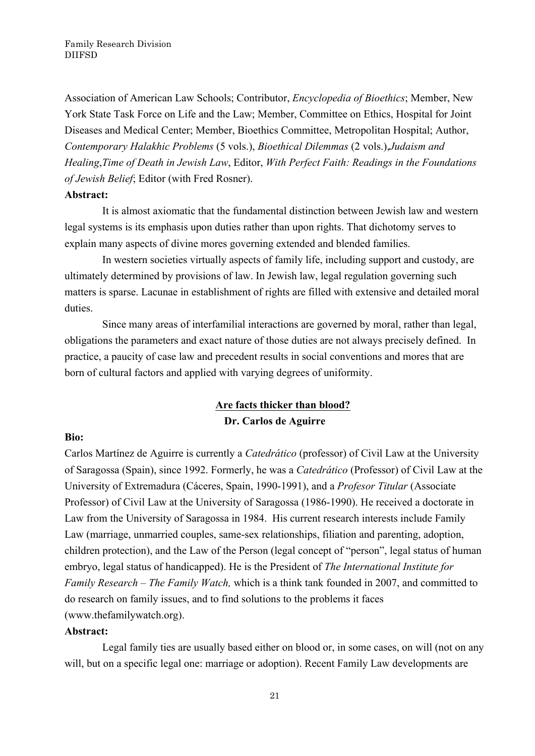Association of American Law Schools; Contributor, *Encyclopedia of Bioethics*; Member, New York State Task Force on Life and the Law; Member, Committee on Ethics, Hospital for Joint Diseases and Medical Center; Member, Bioethics Committee, Metropolitan Hospital; Author, *Contemporary Halakhic Problems* (5 vols.), *Bioethical Dilemmas* (2 vols.),*Judaism and Healing*,*Time of Death in Jewish Law*, Editor, *With Perfect Faith: Readings in the Foundations of Jewish Belief*; Editor (with Fred Rosner).

**Abstract:**

It is almost axiomatic that the fundamental distinction between Jewish law and western legal systems is its emphasis upon duties rather than upon rights. That dichotomy serves to explain many aspects of divine mores governing extended and blended families.

In western societies virtually aspects of family life, including support and custody, are ultimately determined by provisions of law. In Jewish law, legal regulation governing such matters is sparse. Lacunae in establishment of rights are filled with extensive and detailed moral duties.

Since many areas of interfamilial interactions are governed by moral, rather than legal, obligations the parameters and exact nature of those duties are not always precisely defined. In practice, a paucity of case law and precedent results in social conventions and mores that are born of cultural factors and applied with varying degrees of uniformity.

## Are facts thicker than blood?

**Dr. Carlos de Aguirre**

**Bio:**

Carlos Martínez de Aguirre is currently a *Catedrático* (professor) of Civil Law at the University of Saragossa (Spain), since 1992. Formerly, he was a *Catedrático* (Professor) of Civil Law at the University of Extremadura (Cáceres, Spain, 1990-1991), and a *Profesor Titular* (Associate Professor) of Civil Law at the University of Saragossa (1986-1990). He received a doctorate in Law from the University of Saragossa in 1984. His current research interests include Family Law (marriage, unmarried couples, same-sex relationships, filiation and parenting, adoption, children protection), and the Law of the Person (legal concept of "person", legal status of human embryo, legal status of handicapped). He is the President of *The International Institute for Family Research – The Family Watch,* which is a think tank founded in 2007, and committed to do research on family issues, and to find solutions to the problems it faces (www.thefamilywatch.org).

**Abstract:**

Legal family ties are usually based either on blood or, in some cases, on will (not on any will, but on a specific legal one: marriage or adoption). Recent Family Law developments are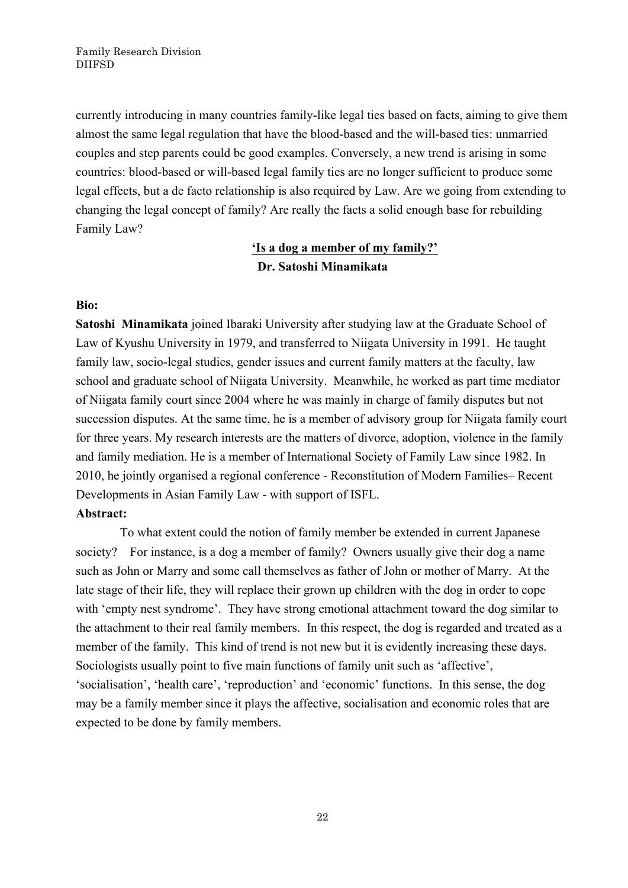currently introducing in many countries family-like legal ties based on facts, aiming to give them almost the same legal regulation that have the blood-based and the will-based ties: unmarried couples and step parents could be good examples. Conversely, a new trend is arising in some countries: blood-based or will-based legal family ties are no longer sufficient to produce some legal effects, but a de facto relationship is also required by Law. Are we going from extending to changing the legal concept of family? Are really the facts a solid enough base for rebuilding Family Law?

## **'Is a dog a member of my family?'**

**Dr. Satoshi Minamikata**

**Bio:**

**Satoshi Minamikata** joined Ibaraki University after studying law at the Graduate School of Law of Kyushu University in 1979, and transferred to Niigata University in 1991. He taught family law, socio-legal studies, gender issues and current family matters at the faculty, law school and graduate school of Niigata University. Meanwhile, he worked as part time mediator of Niigata family court since 2004 where he was mainly in charge of family disputes but not succession disputes. At the same time, he is a member of advisory group for Niigata family court for three years. My research interests are the matters of divorce, adoption, violence in the family and family mediation. He is a member of International Society of Family Law since 1982. In 2010, he jointly organised a regional conference - Reconstitution of Modern Families– Recent Developments in Asian Family Law - with support of ISFL.

**Abstract:**

To what extent could the notion of family member be extended in current Japanese society? For instance, is a dog a member of family? Owners usually give their dog a name such as John or Marry and some call themselves as father of John or mother of Marry. At the late stage of their life, they will replace their grown up children with the dog in order to cope with 'empty nest syndrome'. They have strong emotional attachment toward the dog similar to the attachment to their real family members. In this respect, the dog is regarded and treated as a member of the family. This kind of trend is not new but it is evidently increasing these days. Sociologists usually point to five main functions of family unit such as 'affective', 'socialisation', 'health care', 'reproduction' and 'economic' functions. In this sense, the dog may be a family member since it plays the affective, socialisation and economic roles that are expected to be done by family members.